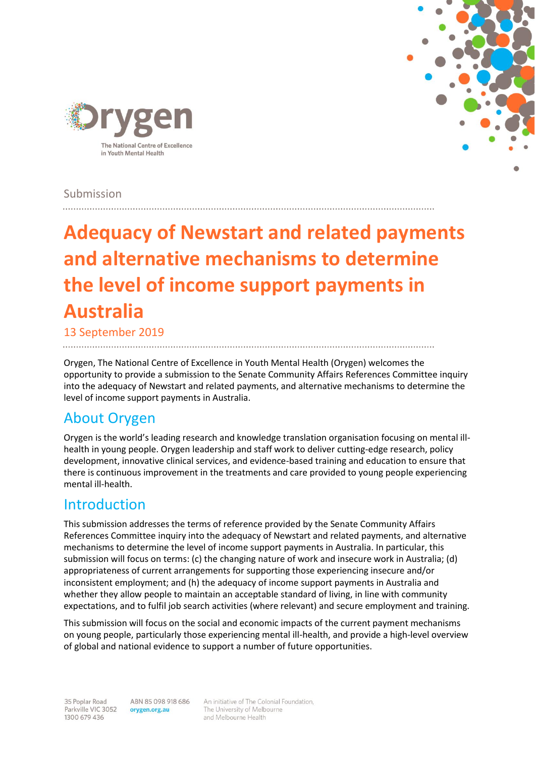Orygen

The National Centre of Excellence in Youth Mental Health

Submission

# Adequacy of Newstart and related payments and alternative mechanisms to determine the level of income support payments in Australia

13 September 2019

Orygen, The National Centre of Excellence in Youth Mental Health (Orygen) welcomes the opportunity to provide a submission to the Senate Community Affairs References Committee inquiry into the adequacy of Newstart and related payments, and alternative mechanisms to determine the level of income support payments in Australia.

## About Orygen

Orygen is the world's leading research and knowledge translation organisation focusing on mental ill-health in young people. Orygen leadership and staff work to deliver cutting-edge research, policy development, innovative clinical services, and evidence-based training and education to ensure that there is continuous improvement in the treatments and care provided to young people experiencing mental ill-health.

## Introduction

This submission addresses the terms of reference provided by the Senate Community Affairs References Committee inquiry into the adequacy of Newstart and related payments, and alternative mechanisms to determine the level of income support payments in Australia. In particular, this submission will focus on terms: (c) the changing nature of work and insecure work in Australia; (d) appropriateness of current arrangements for supporting those experiencing insecure and/or inconsistent employment; and (h) the adequacy of income support payments in Australia and whether they allow people to maintain an acceptable standard of living, in line with community expectations, and to fulfil job search activities (where relevant) and secure employment and training.

This submission will focus on the social and economic impacts of the current payment mechanisms on young people, particularly those experiencing mental ill-health, and provide a high-level overview of global and national evidence to support a number of future opportunities.

35 Poplar Road
Parkville VIC 3052
1300 679 436

ABN 85 098 918 686
orygen.org.au

An initiative of The Colonial Foundation, The University of Melbourne and Melbourne Health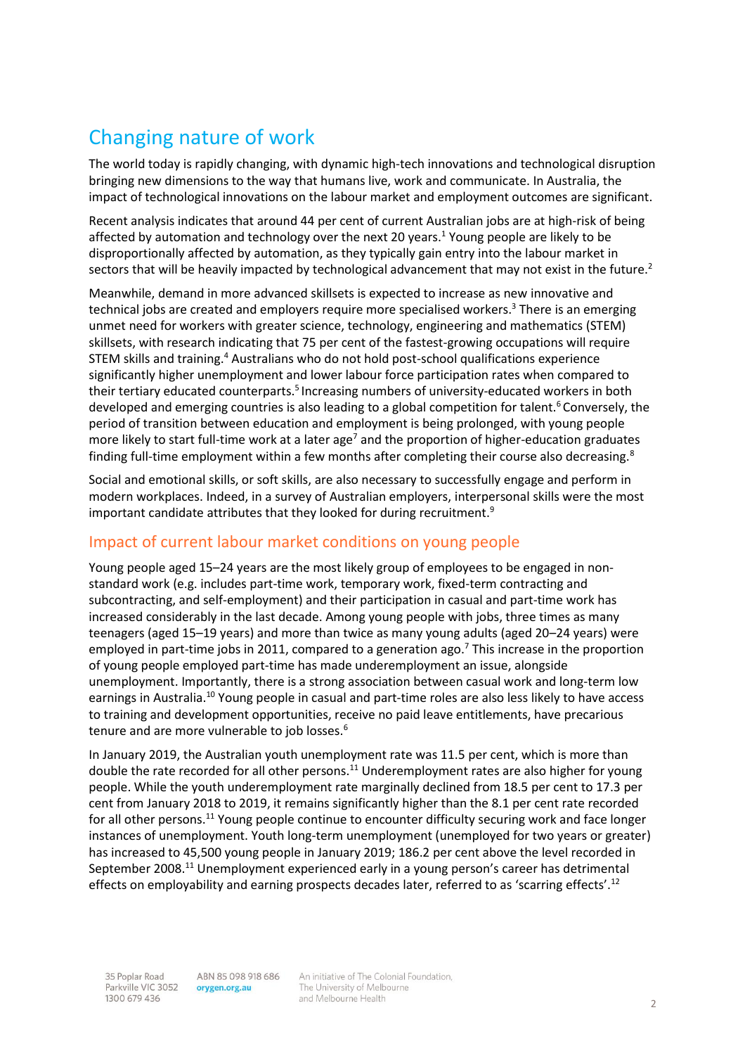## Changing nature of work

The world today is rapidly changing, with dynamic high-tech innovations and technological disruption bringing new dimensions to the way that humans live, work and communicate. In Australia, the impact of technological innovations on the labour market and employment outcomes are significant.

Recent analysis indicates that around 44 per cent of current Australian jobs are at high-risk of being affected by automation and technology over the next 20 years.[1] Young people are likely to be disproportionally affected by automation, as they typically gain entry into the labour market in sectors that will be heavily impacted by technological advancement that may not exist in the future.[2]

Meanwhile, demand in more advanced skillsets is expected to increase as new innovative and technical jobs are created and employers require more specialised workers.[3] There is an emerging unmet need for workers with greater science, technology, engineering and mathematics (STEM) skillsets, with research indicating that 75 per cent of the fastest-growing occupations will require STEM skills and training.[4] Australians who do not hold post-school qualifications experience significantly higher unemployment and lower labour force participation rates when compared to their tertiary educated counterparts.[5] Increasing numbers of university-educated workers in both developed and emerging countries is also leading to a global competition for talent.[6] Conversely, the period of transition between education and employment is being prolonged, with young people more likely to start full-time work at a later age[7] and the proportion of higher-education graduates finding full-time employment within a few months after completing their course also decreasing.[8]

Social and emotional skills, or soft skills, are also necessary to successfully engage and perform in modern workplaces. Indeed, in a survey of Australian employers, interpersonal skills were the most important candidate attributes that they looked for during recruitment.[9]

### Impact of current labour market conditions on young people

Young people aged 15–24 years are the most likely group of employees to be engaged in non-standard work (e.g. includes part-time work, temporary work, fixed-term contracting and subcontracting, and self-employment) and their participation in casual and part-time work has increased considerably in the last decade. Among young people with jobs, three times as many teenagers (aged 15–19 years) and more than twice as many young adults (aged 20–24 years) were employed in part-time jobs in 2011, compared to a generation ago.[7] This increase in the proportion of young people employed part-time has made underemployment an issue, alongside unemployment. Importantly, there is a strong association between casual work and long-term low earnings in Australia.[10] Young people in casual and part-time roles are also less likely to have access to training and development opportunities, receive no paid leave entitlements, have precarious tenure and are more vulnerable to job losses.[6]

In January 2019, the Australian youth unemployment rate was 11.5 per cent, which is more than double the rate recorded for all other persons.[11] Underemployment rates are also higher for young people. While the youth underemployment rate marginally declined from 18.5 per cent to 17.3 per cent from January 2018 to 2019, it remains significantly higher than the 8.1 per cent rate recorded for all other persons.[11] Young people continue to encounter difficulty securing work and face longer instances of unemployment. Youth long-term unemployment (unemployed for two years or greater) has increased to 45,500 young people in January 2019; 186.2 per cent above the level recorded in September 2008.[11] Unemployment experienced early in a young person's career has detrimental effects on employability and earning prospects decades later, referred to as 'scarring effects'.[12]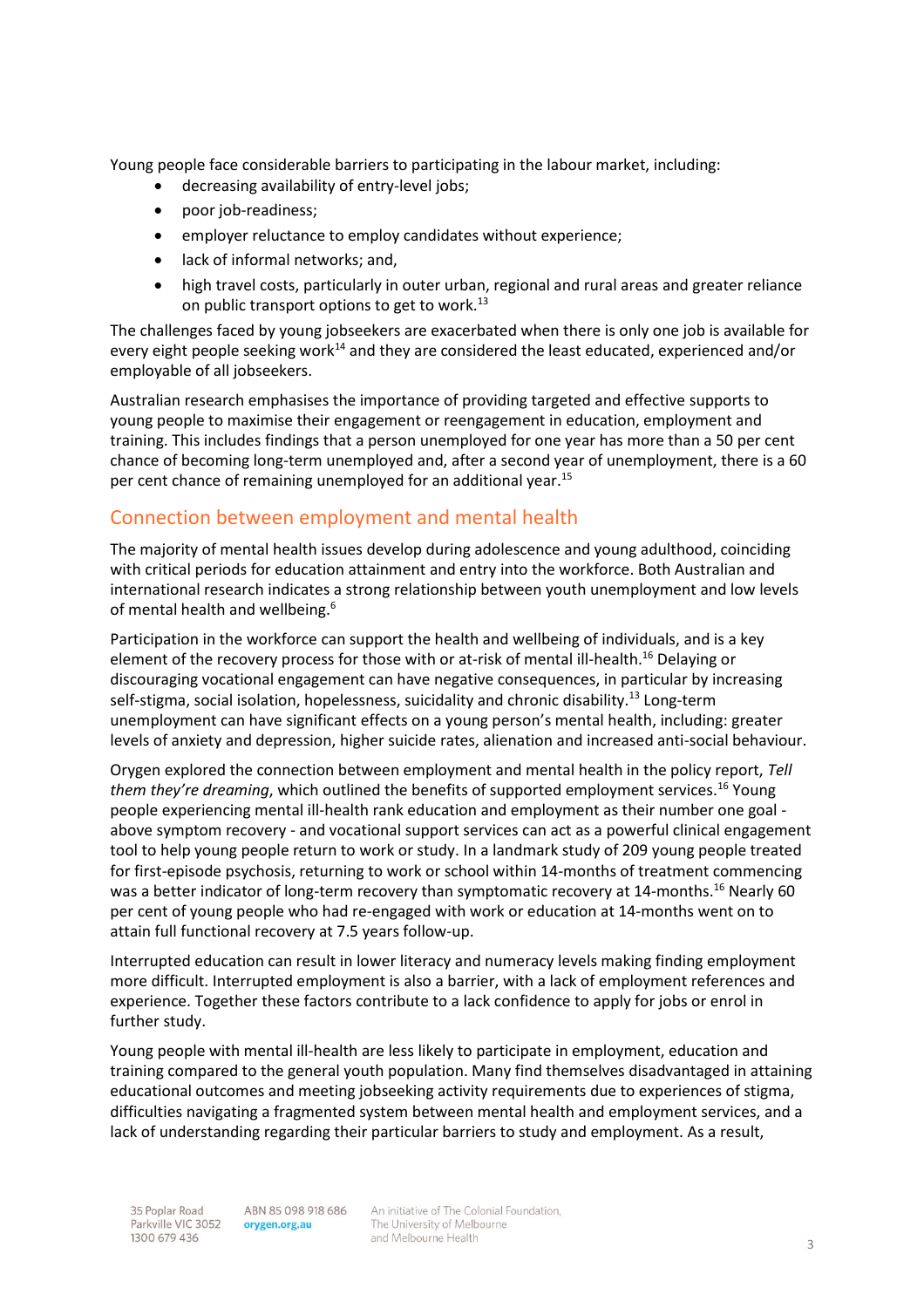Young people face considerable barriers to participating in the labour market, including:

- decreasing availability of entry-level jobs;
- poor job-readiness;
- employer reluctance to employ candidates without experience;
- lack of informal networks; and,
- high travel costs, particularly in outer urban, regional and rural areas and greater reliance on public transport options to get to work.[13]

The challenges faced by young jobseekers are exacerbated when there is only one job is available for every eight people seeking work[14] and they are considered the least educated, experienced and/or employable of all jobseekers.

Australian research emphasises the importance of providing targeted and effective supports to young people to maximise their engagement or reengagement in education, employment and training. This includes findings that a person unemployed for one year has more than a 50 per cent chance of becoming long-term unemployed and, after a second year of unemployment, there is a 60 per cent chance of remaining unemployed for an additional year.[15]

## Connection between employment and mental health

The majority of mental health issues develop during adolescence and young adulthood, coinciding with critical periods for education attainment and entry into the workforce. Both Australian and international research indicates a strong relationship between youth unemployment and low levels of mental health and wellbeing.[6]

Participation in the workforce can support the health and wellbeing of individuals, and is a key element of the recovery process for those with or at-risk of mental ill-health.[16] Delaying or discouraging vocational engagement can have negative consequences, in particular by increasing self-stigma, social isolation, hopelessness, suicidality and chronic disability.[13] Long-term unemployment can have significant effects on a young person's mental health, including: greater levels of anxiety and depression, higher suicide rates, alienation and increased anti-social behaviour.

Orygen explored the connection between employment and mental health in the policy report, *Tell them they're dreaming*, which outlined the benefits of supported employment services.[16] Young people experiencing mental ill-health rank education and employment as their number one goal - above symptom recovery - and vocational support services can act as a powerful clinical engagement tool to help young people return to work or study. In a landmark study of 209 young people treated for first-episode psychosis, returning to work or school within 14-months of treatment commencing was a better indicator of long-term recovery than symptomatic recovery at 14-months.[16] Nearly 60 per cent of young people who had re-engaged with work or education at 14-months went on to attain full functional recovery at 7.5 years follow-up.

Interrupted education can result in lower literacy and numeracy levels making finding employment more difficult. Interrupted employment is also a barrier, with a lack of employment references and experience. Together these factors contribute to a lack confidence to apply for jobs or enrol in further study.

Young people with mental ill-health are less likely to participate in employment, education and training compared to the general youth population. Many find themselves disadvantaged in attaining educational outcomes and meeting jobseeking activity requirements due to experiences of stigma, difficulties navigating a fragmented system between mental health and employment services, and a lack of understanding regarding their particular barriers to study and employment. As a result,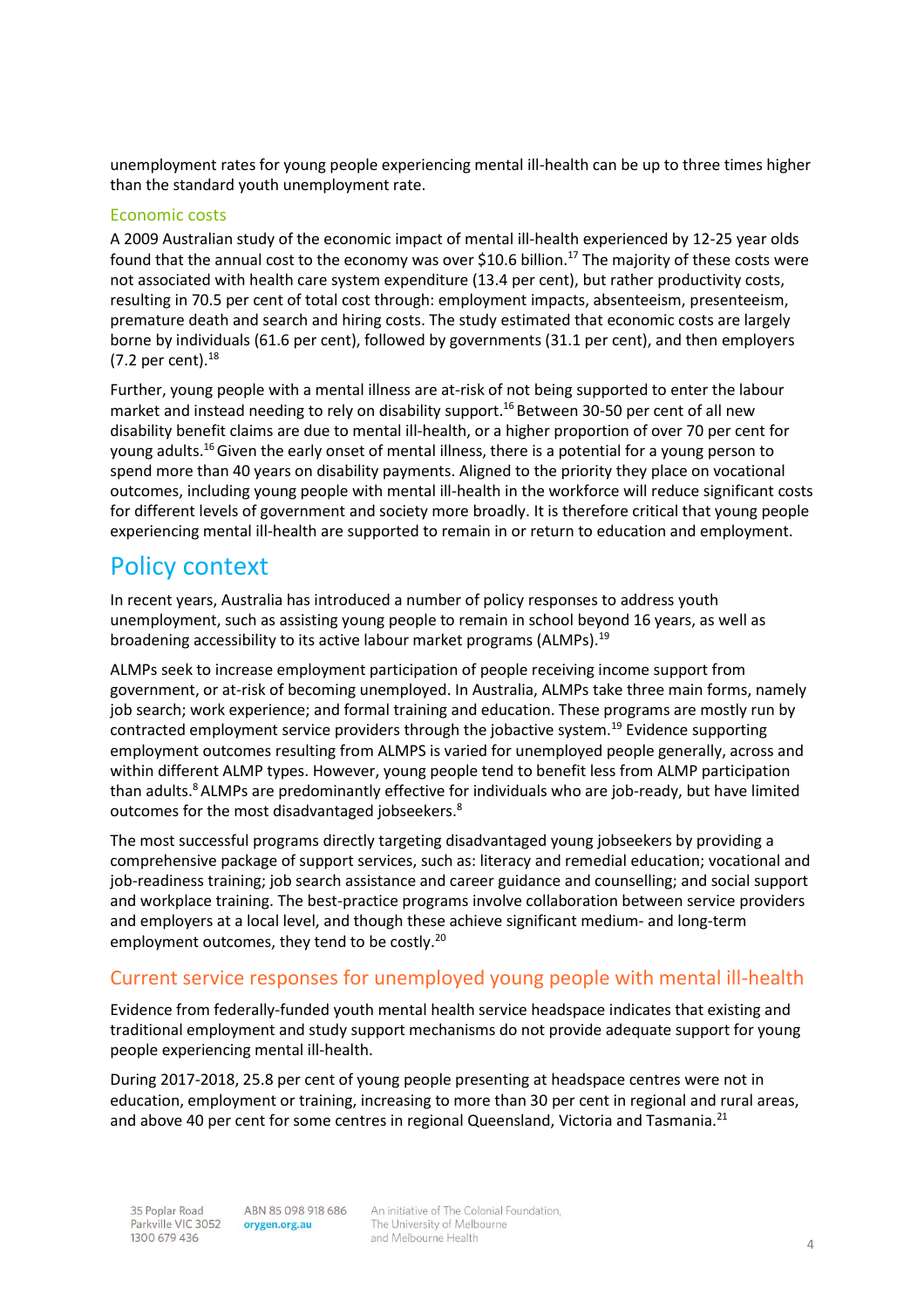unemployment rates for young people experiencing mental ill-health can be up to three times higher than the standard youth unemployment rate.

### Economic costs

A 2009 Australian study of the economic impact of mental ill-health experienced by 12-25 year olds found that the annual cost to the economy was over $10.6 billion.[17] The majority of these costs were not associated with health care system expenditure (13.4 per cent), but rather productivity costs, resulting in 70.5 per cent of total cost through: employment impacts, absenteeism, presenteeism, premature death and search and hiring costs. The study estimated that economic costs are largely borne by individuals (61.6 per cent), followed by governments (31.1 per cent), and then employers (7.2 per cent).[18]

Further, young people with a mental illness are at-risk of not being supported to enter the labour market and instead needing to rely on disability support.[16] Between 30-50 per cent of all new disability benefit claims are due to mental ill-health, or a higher proportion of over 70 per cent for young adults.[16] Given the early onset of mental illness, there is a potential for a young person to spend more than 40 years on disability payments. Aligned to the priority they place on vocational outcomes, including young people with mental ill-health in the workforce will reduce significant costs for different levels of government and society more broadly. It is therefore critical that young people experiencing mental ill-health are supported to remain in or return to education and employment.

# Policy context

In recent years, Australia has introduced a number of policy responses to address youth unemployment, such as assisting young people to remain in school beyond 16 years, as well as broadening accessibility to its active labour market programs (ALMPs).[19]

ALMPs seek to increase employment participation of people receiving income support from government, or at-risk of becoming unemployed. In Australia, ALMPs take three main forms, namely job search; work experience; and formal training and education. These programs are mostly run by contracted employment service providers through the jobactive system.[19] Evidence supporting employment outcomes resulting from ALMPS is varied for unemployed people generally, across and within different ALMP types. However, young people tend to benefit less from ALMP participation than adults.[8] ALMPs are predominantly effective for individuals who are job-ready, but have limited outcomes for the most disadvantaged jobseekers.[8]

The most successful programs directly targeting disadvantaged young jobseekers by providing a comprehensive package of support services, such as: literacy and remedial education; vocational and job-readiness training; job search assistance and career guidance and counselling; and social support and workplace training. The best-practice programs involve collaboration between service providers and employers at a local level, and though these achieve significant medium- and long-term employment outcomes, they tend to be costly.[20]

## Current service responses for unemployed young people with mental ill-health

Evidence from federally-funded youth mental health service headspace indicates that existing and traditional employment and study support mechanisms do not provide adequate support for young people experiencing mental ill-health.

During 2017-2018, 25.8 per cent of young people presenting at headspace centres were not in education, employment or training, increasing to more than 30 per cent in regional and rural areas, and above 40 per cent for some centres in regional Queensland, Victoria and Tasmania.[21]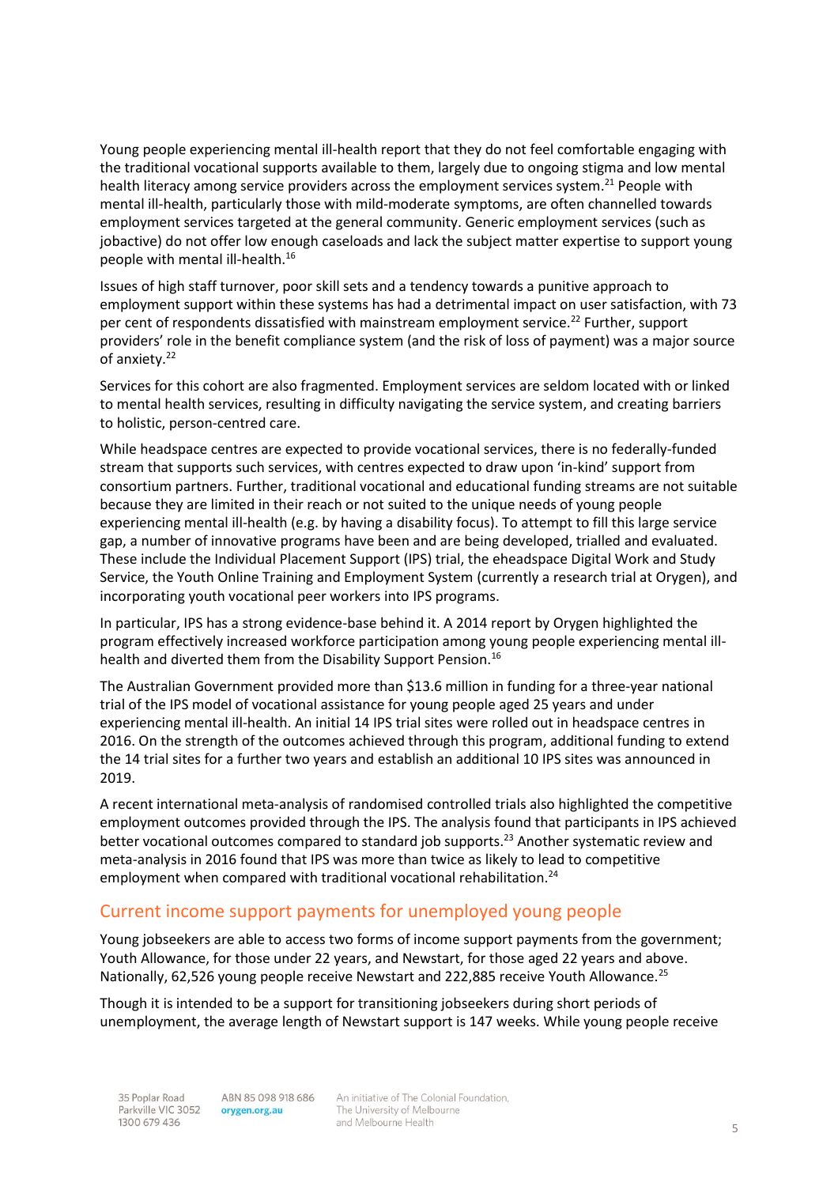Young people experiencing mental ill-health report that they do not feel comfortable engaging with the traditional vocational supports available to them, largely due to ongoing stigma and low mental health literacy among service providers across the employment services system.[21] People with mental ill-health, particularly those with mild-moderate symptoms, are often channelled towards employment services targeted at the general community. Generic employment services (such as jobactive) do not offer low enough caseloads and lack the subject matter expertise to support young people with mental ill-health.[16]

Issues of high staff turnover, poor skill sets and a tendency towards a punitive approach to employment support within these systems has had a detrimental impact on user satisfaction, with 73 per cent of respondents dissatisfied with mainstream employment service.[22] Further, support providers' role in the benefit compliance system (and the risk of loss of payment) was a major source of anxiety.[22]

Services for this cohort are also fragmented. Employment services are seldom located with or linked to mental health services, resulting in difficulty navigating the service system, and creating barriers to holistic, person-centred care.

While headspace centres are expected to provide vocational services, there is no federally-funded stream that supports such services, with centres expected to draw upon 'in-kind' support from consortium partners. Further, traditional vocational and educational funding streams are not suitable because they are limited in their reach or not suited to the unique needs of young people experiencing mental ill-health (e.g. by having a disability focus). To attempt to fill this large service gap, a number of innovative programs have been and are being developed, trialled and evaluated. These include the Individual Placement Support (IPS) trial, the eheadspace Digital Work and Study Service, the Youth Online Training and Employment System (currently a research trial at Orygen), and incorporating youth vocational peer workers into IPS programs.

In particular, IPS has a strong evidence-base behind it. A 2014 report by Orygen highlighted the program effectively increased workforce participation among young people experiencing mental ill-health and diverted them from the Disability Support Pension.[16]

The Australian Government provided more than $13.6 million in funding for a three-year national trial of the IPS model of vocational assistance for young people aged 25 years and under experiencing mental ill-health. An initial 14 IPS trial sites were rolled out in headspace centres in 2016. On the strength of the outcomes achieved through this program, additional funding to extend the 14 trial sites for a further two years and establish an additional 10 IPS sites was announced in 2019.

A recent international meta-analysis of randomised controlled trials also highlighted the competitive employment outcomes provided through the IPS. The analysis found that participants in IPS achieved better vocational outcomes compared to standard job supports.[23] Another systematic review and meta-analysis in 2016 found that IPS was more than twice as likely to lead to competitive employment when compared with traditional vocational rehabilitation.[24]

## Current income support payments for unemployed young people

Young jobseekers are able to access two forms of income support payments from the government; Youth Allowance, for those under 22 years, and Newstart, for those aged 22 years and above. Nationally, 62,526 young people receive Newstart and 222,885 receive Youth Allowance.[25]

Though it is intended to be a support for transitioning jobseekers during short periods of unemployment, the average length of Newstart support is 147 weeks. While young people receive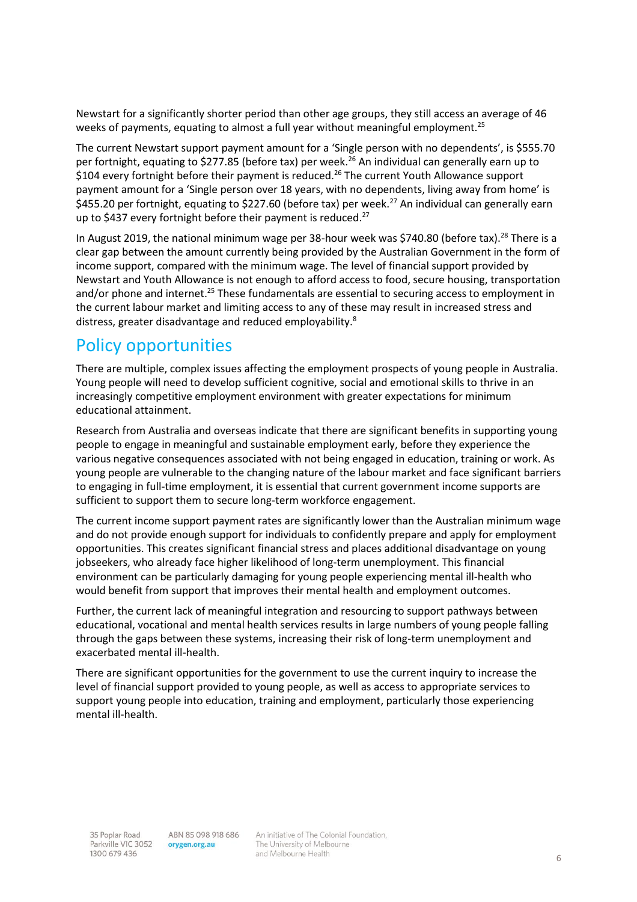Newstart for a significantly shorter period than other age groups, they still access an average of 46 weeks of payments, equating to almost a full year without meaningful employment.[25]

The current Newstart support payment amount for a 'Single person with no dependents', is $555.70 per fortnight, equating to $277.85 (before tax) per week.[26] An individual can generally earn up to $104 every fortnight before their payment is reduced.[26] The current Youth Allowance support payment amount for a 'Single person over 18 years, with no dependents, living away from home' is $455.20 per fortnight, equating to $227.60 (before tax) per week.[27] An individual can generally earn up to $437 every fortnight before their payment is reduced.[27]

In August 2019, the national minimum wage per 38-hour week was $740.80 (before tax).[28] There is a clear gap between the amount currently being provided by the Australian Government in the form of income support, compared with the minimum wage. The level of financial support provided by Newstart and Youth Allowance is not enough to afford access to food, secure housing, transportation and/or phone and internet.[25] These fundamentals are essential to securing access to employment in the current labour market and limiting access to any of these may result in increased stress and distress, greater disadvantage and reduced employability.[8]

## Policy opportunities

There are multiple, complex issues affecting the employment prospects of young people in Australia. Young people will need to develop sufficient cognitive, social and emotional skills to thrive in an increasingly competitive employment environment with greater expectations for minimum educational attainment.

Research from Australia and overseas indicate that there are significant benefits in supporting young people to engage in meaningful and sustainable employment early, before they experience the various negative consequences associated with not being engaged in education, training or work. As young people are vulnerable to the changing nature of the labour market and face significant barriers to engaging in full-time employment, it is essential that current government income supports are sufficient to support them to secure long-term workforce engagement.

The current income support payment rates are significantly lower than the Australian minimum wage and do not provide enough support for individuals to confidently prepare and apply for employment opportunities. This creates significant financial stress and places additional disadvantage on young jobseekers, who already face higher likelihood of long-term unemployment. This financial environment can be particularly damaging for young people experiencing mental ill-health who would benefit from support that improves their mental health and employment outcomes.

Further, the current lack of meaningful integration and resourcing to support pathways between educational, vocational and mental health services results in large numbers of young people falling through the gaps between these systems, increasing their risk of long-term unemployment and exacerbated mental ill-health.

There are significant opportunities for the government to use the current inquiry to increase the level of financial support provided to young people, as well as access to appropriate services to support young people into education, training and employment, particularly those experiencing mental ill-health.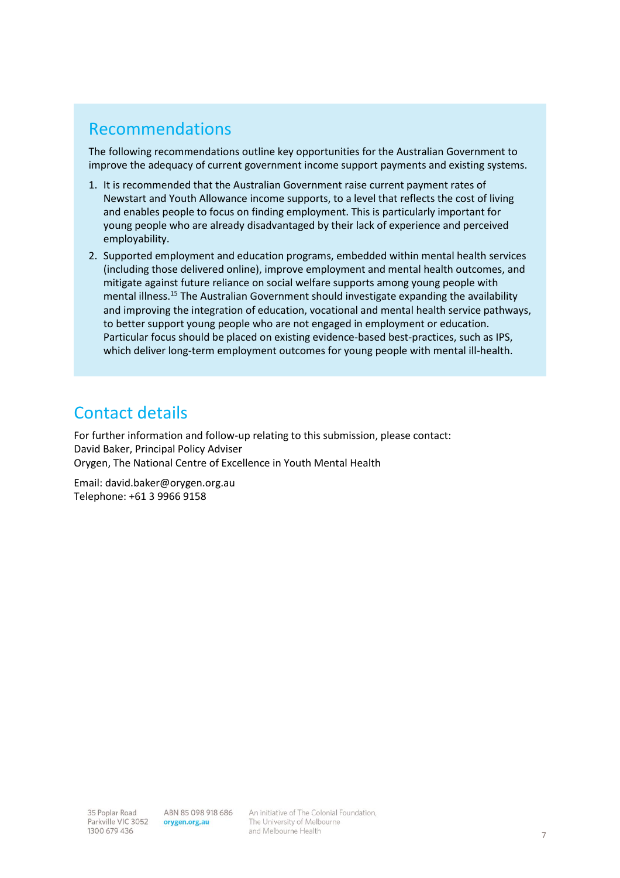## Recommendations

The following recommendations outline key opportunities for the Australian Government to improve the adequacy of current government income support payments and existing systems.

1. It is recommended that the Australian Government raise current payment rates of Newstart and Youth Allowance income supports, to a level that reflects the cost of living and enables people to focus on finding employment. This is particularly important for young people who are already disadvantaged by their lack of experience and perceived employability.
2. Supported employment and education programs, embedded within mental health services (including those delivered online), improve employment and mental health outcomes, and mitigate against future reliance on social welfare supports among young people with mental illness.[15] The Australian Government should investigate expanding the availability and improving the integration of education, vocational and mental health service pathways, to better support young people who are not engaged in employment or education. Particular focus should be placed on existing evidence-based best-practices, such as IPS, which deliver long-term employment outcomes for young people with mental ill-health.

## Contact details

For further information and follow-up relating to this submission, please contact:
David Baker, Principal Policy Adviser
Orygen, The National Centre of Excellence in Youth Mental Health

Email: david.baker@orygen.org.au
Telephone: +61 3 9966 9158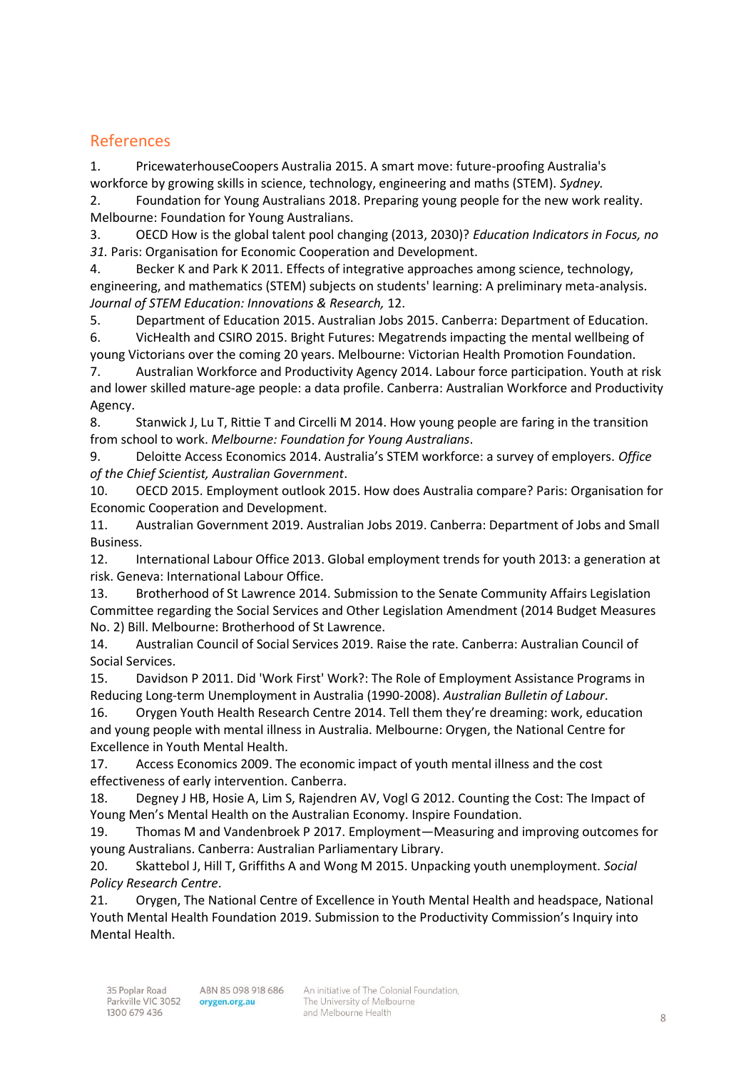## References

1. PricewaterhouseCoopers Australia 2015. A smart move: future-proofing Australia's workforce by growing skills in science, technology, engineering and maths (STEM). *Sydney.*
2. Foundation for Young Australians 2018. Preparing young people for the new work reality. Melbourne: Foundation for Young Australians.
3. OECD How is the global talent pool changing (2013, 2030)? *Education Indicators in Focus, no 31.* Paris: Organisation for Economic Cooperation and Development.
4. Becker K and Park K 2011. Effects of integrative approaches among science, technology, engineering, and mathematics (STEM) subjects on students' learning: A preliminary meta-analysis. *Journal of STEM Education: Innovations & Research,* 12.
5. Department of Education 2015. Australian Jobs 2015. Canberra: Department of Education.
6. VicHealth and CSIRO 2015. Bright Futures: Megatrends impacting the mental wellbeing of young Victorians over the coming 20 years. Melbourne: Victorian Health Promotion Foundation.
7. Australian Workforce and Productivity Agency 2014. Labour force participation. Youth at risk and lower skilled mature-age people: a data profile. Canberra: Australian Workforce and Productivity Agency.
8. Stanwick J, Lu T, Rittie T and Circelli M 2014. How young people are faring in the transition from school to work. *Melbourne: Foundation for Young Australians*.
9. Deloitte Access Economics 2014. Australia's STEM workforce: a survey of employers. *Office of the Chief Scientist, Australian Government*.
10. OECD 2015. Employment outlook 2015. How does Australia compare? Paris: Organisation for Economic Cooperation and Development.
11. Australian Government 2019. Australian Jobs 2019. Canberra: Department of Jobs and Small Business.
12. International Labour Office 2013. Global employment trends for youth 2013: a generation at risk. Geneva: International Labour Office.
13. Brotherhood of St Lawrence 2014. Submission to the Senate Community Affairs Legislation Committee regarding the Social Services and Other Legislation Amendment (2014 Budget Measures No. 2) Bill. Melbourne: Brotherhood of St Lawrence.
14. Australian Council of Social Services 2019. Raise the rate. Canberra: Australian Council of Social Services.
15. Davidson P 2011. Did 'Work First' Work?: The Role of Employment Assistance Programs in Reducing Long-term Unemployment in Australia (1990-2008). *Australian Bulletin of Labour*.
16. Orygen Youth Health Research Centre 2014. Tell them they're dreaming: work, education and young people with mental illness in Australia. Melbourne: Orygen, the National Centre for Excellence in Youth Mental Health.
17. Access Economics 2009. The economic impact of youth mental illness and the cost effectiveness of early intervention. Canberra.
18. Degney J HB, Hosie A, Lim S, Rajendren AV, Vogl G 2012. Counting the Cost: The Impact of Young Men's Mental Health on the Australian Economy. Inspire Foundation.
19. Thomas M and Vandenbroek P 2017. Employment—Measuring and improving outcomes for young Australians. Canberra: Australian Parliamentary Library.
20. Skattebol J, Hill T, Griffiths A and Wong M 2015. Unpacking youth unemployment. *Social Policy Research Centre*.
21. Orygen, The National Centre of Excellence in Youth Mental Health and headspace, National Youth Mental Health Foundation 2019. Submission to the Productivity Commission's Inquiry into Mental Health.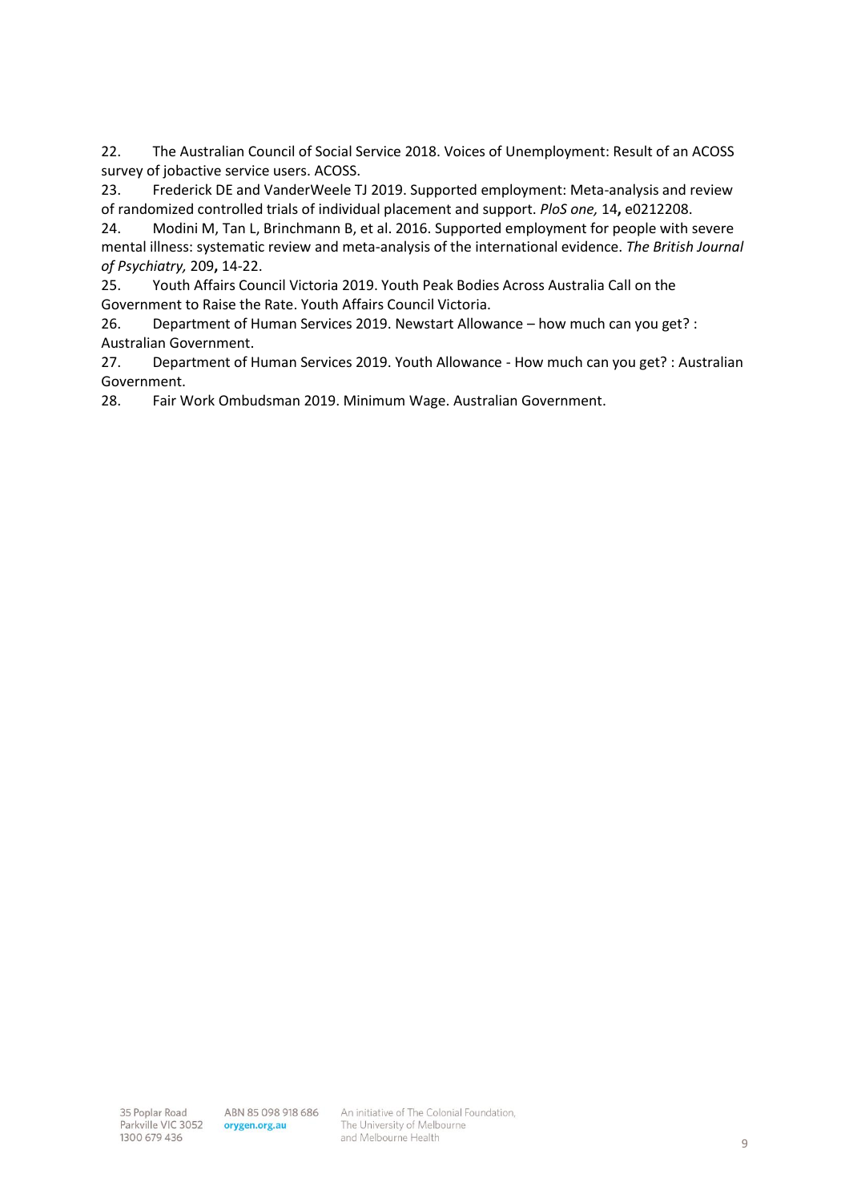22. The Australian Council of Social Service 2018. Voices of Unemployment: Result of an ACOSS survey of jobactive service users. ACOSS.
23. Frederick DE and VanderWeele TJ 2019. Supported employment: Meta-analysis and review of randomized controlled trials of individual placement and support. *PloS one,* 14**,** e0212208.
24. Modini M, Tan L, Brinchmann B, et al. 2016. Supported employment for people with severe mental illness: systematic review and meta-analysis of the international evidence. *The British Journal of Psychiatry,* 209**,** 14-22.
25. Youth Affairs Council Victoria 2019. Youth Peak Bodies Across Australia Call on the Government to Raise the Rate. Youth Affairs Council Victoria.
26. Department of Human Services 2019. Newstart Allowance – how much can you get? : Australian Government.
27. Department of Human Services 2019. Youth Allowance - How much can you get? : Australian Government.
28. Fair Work Ombudsman 2019. Minimum Wage. Australian Government.